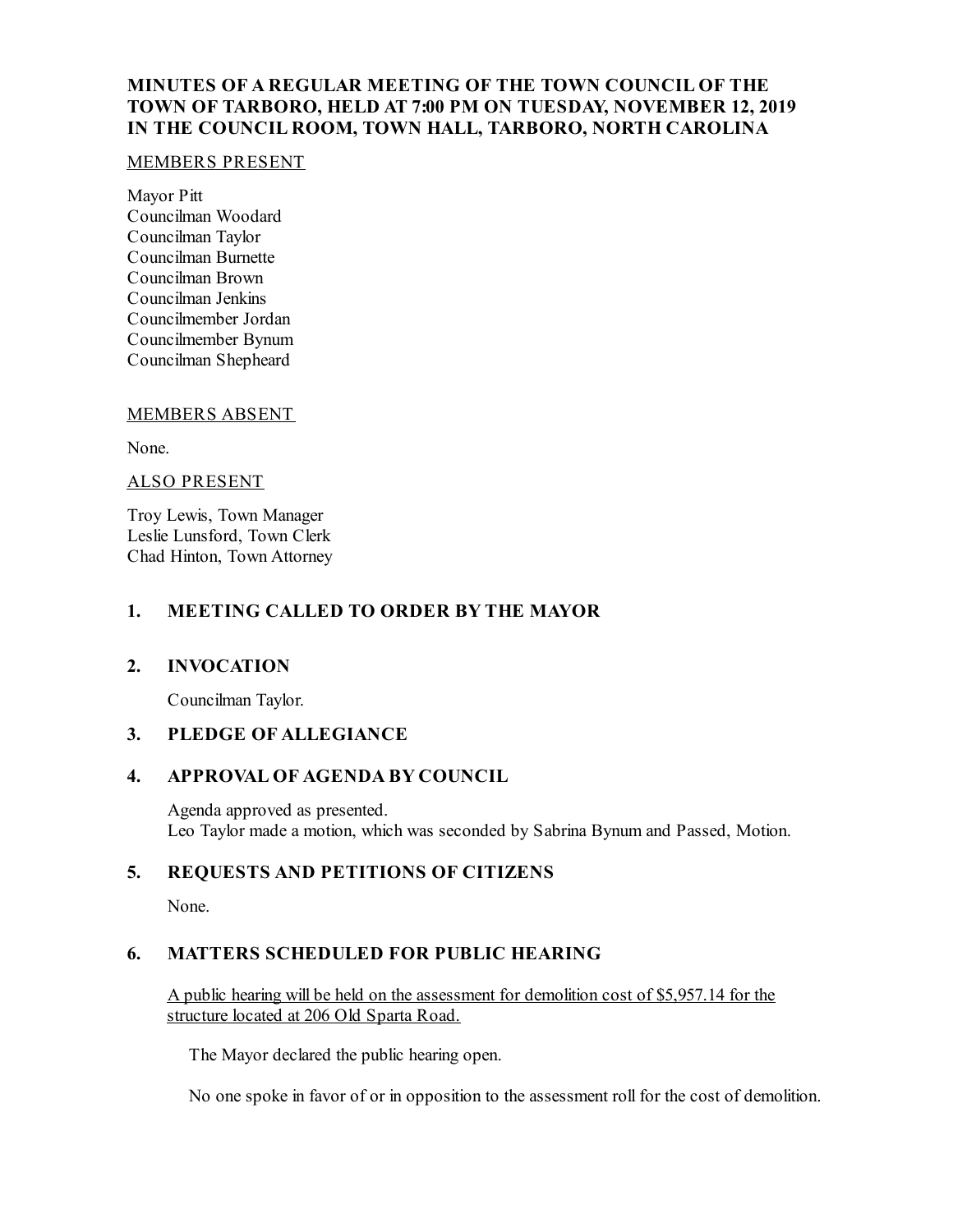**MINUTES OF A REGULAR MEETING OF THE TOWN COUNCIL OF THE TOWN OF TARBORO, HELD AT 7:00 PM ON TUESDAY, NOVEMBER 12, 2019 IN THE COUNCIL ROOM, TOWN HALL, TARBORO, NORTH CAROLINA**

MEMBERS PRESENT

Mayor Pitt
Councilman Woodard
Councilman Taylor
Councilman Burnette
Councilman Brown
Councilman Jenkins
Councilmember Jordan
Councilmember Bynum
Councilman Shepheard

MEMBERS ABSENT

None.

ALSO PRESENT

Troy Lewis, Town Manager
Leslie Lunsford, Town Clerk
Chad Hinton, Town Attorney

## 1. MEETING CALLED TO ORDER BY THE MAYOR

## 2. INVOCATION

Councilman Taylor.

## 3. PLEDGE OF ALLEGIANCE

## 4. APPROVAL OF AGENDA BY COUNCIL

Agenda approved as presented.
Leo Taylor made a motion, which was seconded by Sabrina Bynum and Passed, Motion.

## 5. REQUESTS AND PETITIONS OF CITIZENS

None.

## 6. MATTERS SCHEDULED FOR PUBLIC HEARING

A public hearing will be held on the assessment for demolition cost of $5,957.14 for the structure located at 206 Old Sparta Road.

The Mayor declared the public hearing open.

No one spoke in favor of or in opposition to the assessment roll for the cost of demolition.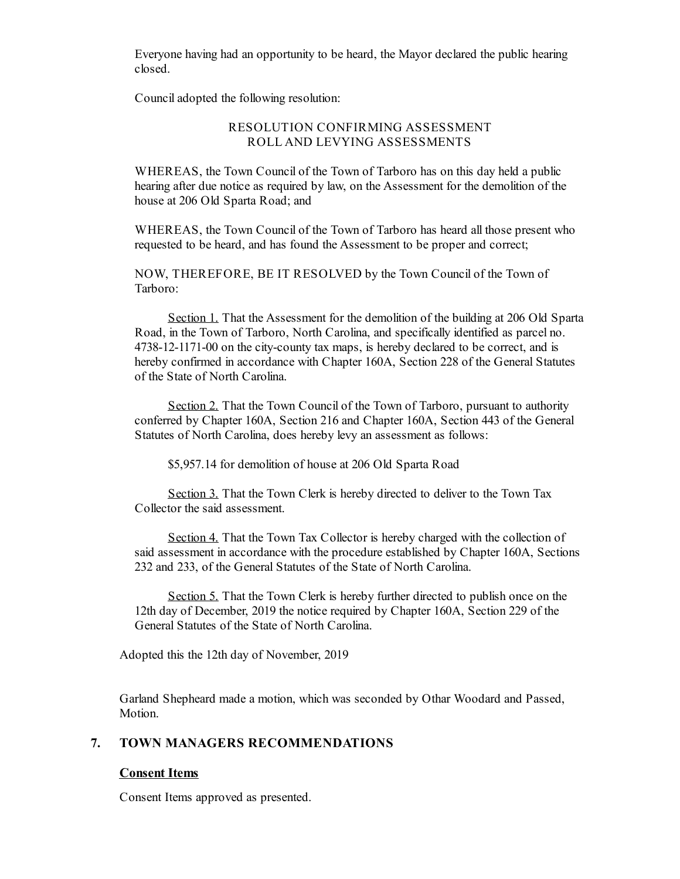Everyone having had an opportunity to be heard, the Mayor declared the public hearing closed.

Council adopted the following resolution:

RESOLUTION CONFIRMING ASSESSMENT ROLL AND LEVYING ASSESSMENTS

WHEREAS, the Town Council of the Town of Tarboro has on this day held a public hearing after due notice as required by law, on the Assessment for the demolition of the house at 206 Old Sparta Road; and

WHEREAS, the Town Council of the Town of Tarboro has heard all those present who requested to be heard, and has found the Assessment to be proper and correct;

NOW, THEREFORE, BE IT RESOLVED by the Town Council of the Town of Tarboro:

Section 1. That the Assessment for the demolition of the building at 206 Old Sparta Road, in the Town of Tarboro, North Carolina, and specifically identified as parcel no. 4738-12-1171-00 on the city-county tax maps, is hereby declared to be correct, and is hereby confirmed in accordance with Chapter 160A, Section 228 of the General Statutes of the State of North Carolina.

Section 2. That the Town Council of the Town of Tarboro, pursuant to authority conferred by Chapter 160A, Section 216 and Chapter 160A, Section 443 of the General Statutes of North Carolina, does hereby levy an assessment as follows:

$5,957.14 for demolition of house at 206 Old Sparta Road

Section 3. That the Town Clerk is hereby directed to deliver to the Town Tax Collector the said assessment.

Section 4. That the Town Tax Collector is hereby charged with the collection of said assessment in accordance with the procedure established by Chapter 160A, Sections 232 and 233, of the General Statutes of the State of North Carolina.

Section 5. That the Town Clerk is hereby further directed to publish once on the 12th day of December, 2019 the notice required by Chapter 160A, Section 229 of the General Statutes of the State of North Carolina.

Adopted this the 12th day of November, 2019

Garland Shepheard made a motion, which was seconded by Othar Woodard and Passed, Motion.

## 7. TOWN MANAGERS RECOMMENDATIONS

**Consent Items**

Consent Items approved as presented.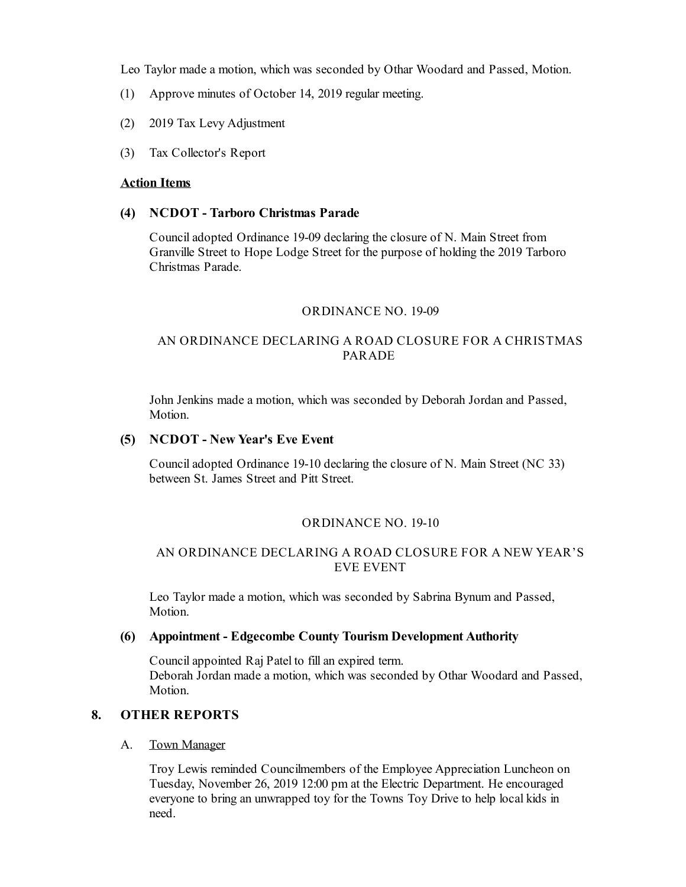Leo Taylor made a motion, which was seconded by Othar Woodard and Passed, Motion.

(1) Approve minutes of October 14, 2019 regular meeting.

(2) 2019 Tax Levy Adjustment

(3) Tax Collector's Report

**Action Items**

**(4) NCDOT - Tarboro Christmas Parade**

Council adopted Ordinance 19-09 declaring the closure of N. Main Street from Granville Street to Hope Lodge Street for the purpose of holding the 2019 Tarboro Christmas Parade.

ORDINANCE NO. 19-09

AN ORDINANCE DECLARING A ROAD CLOSURE FOR A CHRISTMAS PARADE

John Jenkins made a motion, which was seconded by Deborah Jordan and Passed, Motion.

**(5) NCDOT - New Year's Eve Event**

Council adopted Ordinance 19-10 declaring the closure of N. Main Street (NC 33) between St. James Street and Pitt Street.

ORDINANCE NO. 19-10

AN ORDINANCE DECLARING A ROAD CLOSURE FOR A NEW YEAR'S EVE EVENT

Leo Taylor made a motion, which was seconded by Sabrina Bynum and Passed, Motion.

**(6) Appointment - Edgecombe County Tourism Development Authority**

Council appointed Raj Patel to fill an expired term.
Deborah Jordan made a motion, which was seconded by Othar Woodard and Passed, Motion.

## 8. OTHER REPORTS

A. Town Manager

Troy Lewis reminded Councilmembers of the Employee Appreciation Luncheon on Tuesday, November 26, 2019 12:00 pm at the Electric Department. He encouraged everyone to bring an unwrapped toy for the Towns Toy Drive to help local kids in need.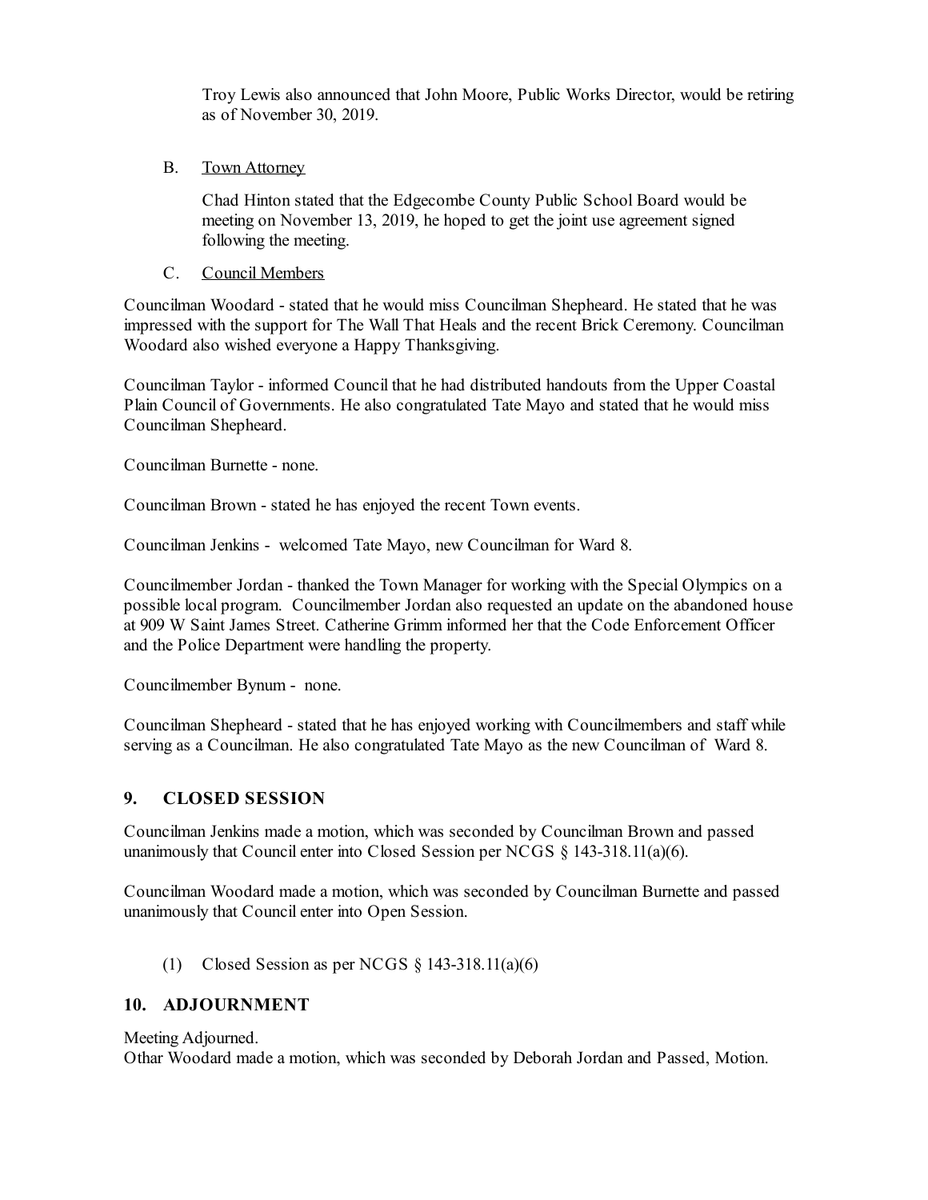Troy Lewis also announced that John Moore, Public Works Director, would be retiring as of November 30, 2019.

B. Town Attorney

Chad Hinton stated that the Edgecombe County Public School Board would be meeting on November 13, 2019, he hoped to get the joint use agreement signed following the meeting.

C. Council Members

Councilman Woodard - stated that he would miss Councilman Shepheard. He stated that he was impressed with the support for The Wall That Heals and the recent Brick Ceremony. Councilman Woodard also wished everyone a Happy Thanksgiving.

Councilman Taylor - informed Council that he had distributed handouts from the Upper Coastal Plain Council of Governments. He also congratulated Tate Mayo and stated that he would miss Councilman Shepheard.

Councilman Burnette - none.

Councilman Brown - stated he has enjoyed the recent Town events.

Councilman Jenkins - welcomed Tate Mayo, new Councilman for Ward 8.

Councilmember Jordan - thanked the Town Manager for working with the Special Olympics on a possible local program. Councilmember Jordan also requested an update on the abandoned house at 909 W Saint James Street. Catherine Grimm informed her that the Code Enforcement Officer and the Police Department were handling the property.

Councilmember Bynum - none.

Councilman Shepheard - stated that he has enjoyed working with Councilmembers and staff while serving as a Councilman. He also congratulated Tate Mayo as the new Councilman of Ward 8.

## 9. CLOSED SESSION

Councilman Jenkins made a motion, which was seconded by Councilman Brown and passed unanimously that Council enter into Closed Session per NCGS § 143-318.11(a)(6).

Councilman Woodard made a motion, which was seconded by Councilman Burnette and passed unanimously that Council enter into Open Session.

(1) Closed Session as per NCGS § 143-318.11(a)(6)

## 10. ADJOURNMENT

Meeting Adjourned.
Othar Woodard made a motion, which was seconded by Deborah Jordan and Passed, Motion.